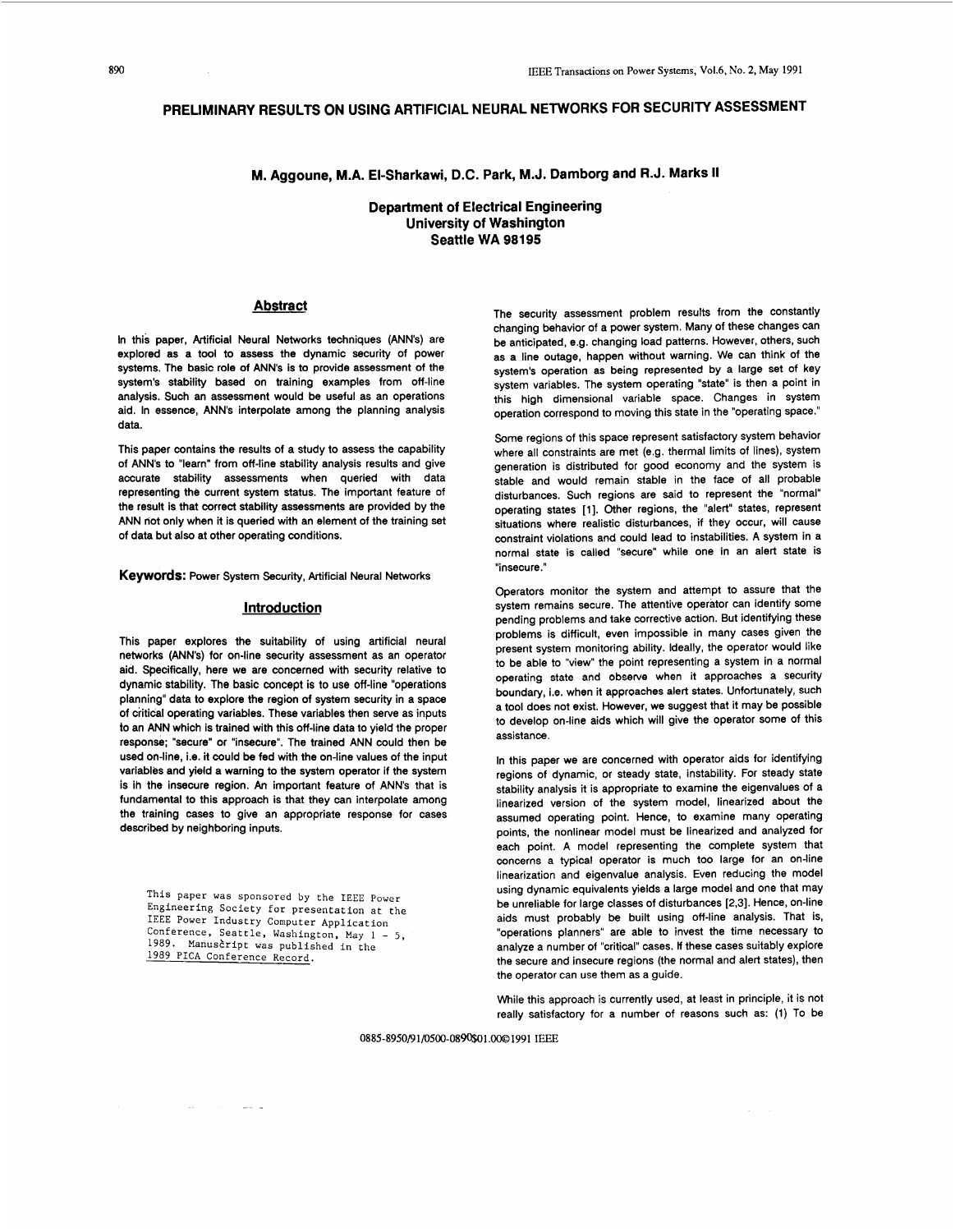# PRELIMINARY RESULTS ON USING ARTIFICIAL NEURAL NETWORKS FOR SECURITY ASSESSMENT

**M. Aggoune, M.A. El-Sharkawi, D.C. Park, M.J. Damborg and R.J. Marks II**

**Department of Electrical Engineering**
**University of Washington**
**Seattle WA 98195**

## Abstract

In this paper, Artificial Neural Networks techniques (ANN's) are explored as a tool to assess the dynamic security of power systems. The basic role of ANN's is to provide assessment of the system's stability based on training examples from off-line analysis. Such an assessment would be useful as an operations aid. In essence, ANN's interpolate among the planning analysis data.

This paper contains the results of a study to assess the capability of ANN's to "learn" from off-line stability analysis results and give accurate stability assessments when queried with data representing the current system status. The important feature of the result is that correct stability assessments are provided by the ANN not only when it is queried with an element of the training set of data but also at other operating conditions.

**Keywords:** Power System Security, Artificial Neural Networks

## Introduction

This paper explores the suitability of using artificial neural networks (ANN's) for on-line security assessment as an operator aid. Specifically, here we are concerned with security relative to dynamic stability. The basic concept is to use off-line "operations planning" data to explore the region of system security in a space of critical operating variables. These variables then serve as inputs to an ANN which is trained with this off-line data to yield the proper response; "secure" or "insecure". The trained ANN could then be used on-line, i.e. it could be fed with the on-line values of the input variables and yield a warning to the system operator if the system is in the insecure region. An important feature of ANN's that is fundamental to this approach is that they can interpolate among the training cases to give an appropriate response for cases described by neighboring inputs.

This paper was sponsored by the IEEE Power Engineering Society for presentation at the IEEE Power Industry Computer Application Conference, Seattle, Washington, May 1 - 5, 1989. Manuscript was published in the 1989 PICA Conference Record.

The security assessment problem results from the constantly changing behavior of a power system. Many of these changes can be anticipated, e.g. changing load patterns. However, others, such as a line outage, happen without warning. We can think of the system's operation as being represented by a large set of key system variables. The system operating "state" is then a point in this high dimensional variable space. Changes in system operation correspond to moving this state in the "operating space."

Some regions of this space represent satisfactory system behavior where all constraints are met (e.g. thermal limits of lines), system generation is distributed for good economy and the system is stable and would remain stable in the face of all probable disturbances. Such regions are said to represent the "normal" operating states [1]. Other regions, the "alert" states, represent situations where realistic disturbances, if they occur, will cause constraint violations and could lead to instabilities. A system in a normal state is called "secure" while one in an alert state is "insecure."

Operators monitor the system and attempt to assure that the system remains secure. The attentive operator can identify some pending problems and take corrective action. But identifying these problems is difficult, even impossible in many cases given the present system monitoring ability. Ideally, the operator would like to be able to "view" the point representing a system in a normal operating state and observe when it approaches a security boundary, i.e. when it approaches alert states. Unfortunately, such a tool does not exist. However, we suggest that it may be possible to develop on-line aids which will give the operator some of this assistance.

In this paper we are concerned with operator aids for identifying regions of dynamic, or steady state, instability. For steady state stability analysis it is appropriate to examine the eigenvalues of a linearized version of the system model, linearized about the assumed operating point. Hence, to examine many operating points, the nonlinear model must be linearized and analyzed for each point. A model representing the complete system that concerns a typical operator is much too large for an on-line linearization and eigenvalue analysis. Even reducing the model using dynamic equivalents yields a large model and one that may be unreliable for large classes of disturbances [2,3]. Hence, on-line aids must probably be built using off-line analysis. That is, "operations planners" are able to invest the time necessary to analyze a number of "critical" cases. If these cases suitably explore the secure and insecure regions (the normal and alert states), then the operator can use them as a guide.

While this approach is currently used, at least in principle, it is not really satisfactory for a number of reasons such as: (1) To be

0885-8950/91/0500-0890$01.00©1991 IEEE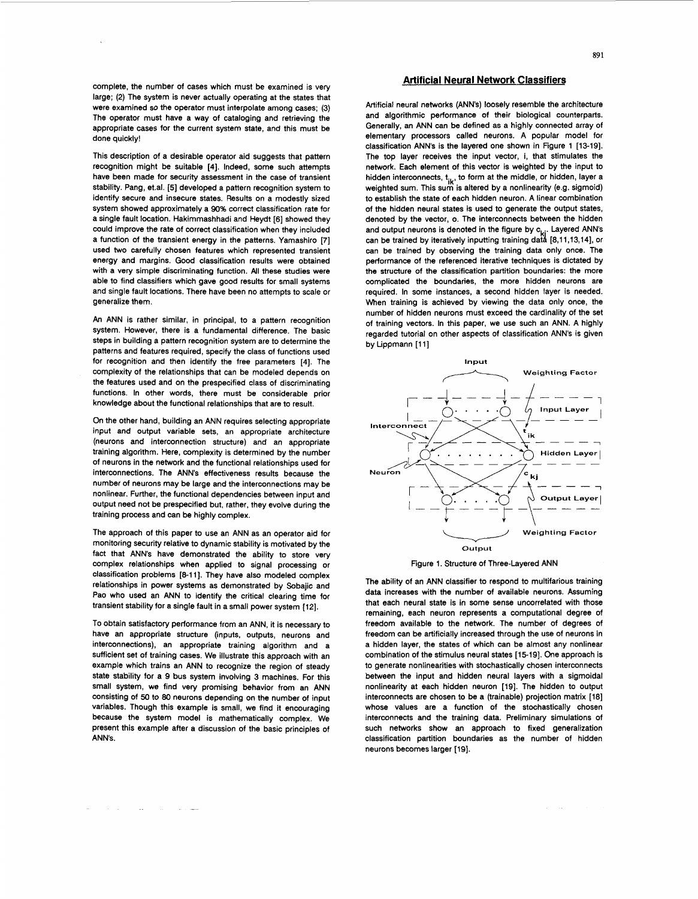complete, the number of cases which must be examined is very large; (2) The system is never actually operating at the states that were examined so the operator must interpolate among cases; (3) The operator must have a way of cataloging and retrieving the appropriate cases for the current system state, and this must be done quickly!

This description of a desirable operator aid suggests that pattern recognition might be suitable [4]. Indeed, some such attempts have been made for security assessment in the case of transient stability. Pang, et.al. [5] developed a pattern recognition system to identify secure and insecure states. Results on a modestly sized system showed approximately a 90% correct classification rate for a single fault location. Hakimmashhadi and Heydt [6] showed they could improve the rate of correct classification when they included a function of the transient energy in the patterns. Yamashiro [7] used two carefully chosen features which represented transient energy and margins. Good classification results were obtained with a very simple discriminating function. All these studies were able to find classifiers which gave good results for small systems and single fault locations. There have been no attempts to scale or generalize them.

An ANN is rather similar, in principal, to a pattern recognition system. However, there is a fundamental difference. The basic steps in building a pattern recognition system are to determine the patterns and features required, specify the class of functions used for recognition and then identify the free parameters [4]. The complexity of the relationships that can be modeled depends on the features used and on the prespecified class of discriminating functions. In other words, there must be considerable prior knowledge about the functional relationships that are to result.

On the other hand, building an ANN requires selecting appropriate input and output variable sets, an appropriate architecture (neurons and interconnection structure) and an appropriate training algorithm. Here, complexity is determined by the number of neurons in the network and the functional relationships used for interconnections. The ANN's effectiveness results because the number of neurons may be large and the interconnections may be nonlinear. Further, the functional dependencies between input and output need not be prespecified but, rather, they evolve during the training process and can be highly complex.

The approach of this paper to use an ANN as an operator aid for monitoring security relative to dynamic stability is motivated by the fact that ANN's have demonstrated the ability to store very complex relationships when applied to signal processing or classification problems [8-11]. They have also modeled complex relationships in power systems as demonstrated by Sobajic and Pao who used an ANN to identify the critical clearing time for transient stability for a single fault in a small power system [12].

To obtain satisfactory performance from an ANN, it is necessary to have an appropriate structure (inputs, outputs, neurons and interconnections), an appropriate training algorithm and a sufficient set of training cases. We illustrate this approach with an example which trains an ANN to recognize the region of steady state stability for a 9 bus system involving 3 machines. For this small system, we find very promising behavior from an ANN consisting of 50 to 80 neurons depending on the number of input variables. Though this example is small, we find it encouraging because the system model is mathematically complex. We present this example after a discussion of the basic principles of ANN's.

## Artificial Neural Network Classifiers

Artificial neural networks (ANN's) loosely resemble the architecture and algorithmic performance of their biological counterparts. Generally, an ANN can be defined as a highly connected array of elementary processors called neurons. A popular model for classification ANN's is the layered one shown in Figure 1 [13-19]. The top layer receives the input vector, i, that stimulates the network. Each element of this vector is weighted by the input to hidden interconnects, $t_{ik}$, to form at the middle, or hidden, layer a weighted sum. This sum is altered by a nonlinearity (e.g. sigmoid) to establish the state of each hidden neuron. A linear combination of the hidden neural states is used to generate the output states, denoted by the vector, o. The interconnects between the hidden and output neurons is denoted in the figure by $c_{kj}$. Layered ANN's can be trained by iteratively inputting training data [8,11,13,14], or can be trained by observing the training data only once. The performance of the referenced iterative techniques is dictated by the structure of the classification partition boundaries: the more complicated the boundaries, the more hidden neurons are required. In some instances, a second hidden layer is needed. When training is achieved by viewing the data only once, the number of hidden neurons must exceed the cardinality of the set of training vectors. In this paper, we use such an ANN. A highly regarded tutorial on other aspects of classification ANN's is given by Lippmann [11]

Figure 1. Structure of Three-Layered ANN

The ability of an ANN classifier to respond to multifarious training data increases with the number of available neurons. Assuming that each neural state is in some sense uncorrelated with those remaining, each neuron represents a computational degree of freedom available to the network. The number of degrees of freedom can be artificially increased through the use of neurons in a hidden layer, the states of which can be almost any nonlinear combination of the stimulus neural states [15-19]. One approach is to generate nonlinearities with stochastically chosen interconnects between the input and hidden neural layers with a sigmoidal nonlinearity at each hidden neuron [19]. The hidden to output interconnects are chosen to be a (trainable) projection matrix [18] whose values are a function of the stochastically chosen interconnects and the training data. Preliminary simulations of such networks show an approach to fixed generalization classification partition boundaries as the number of hidden neurons becomes larger [19].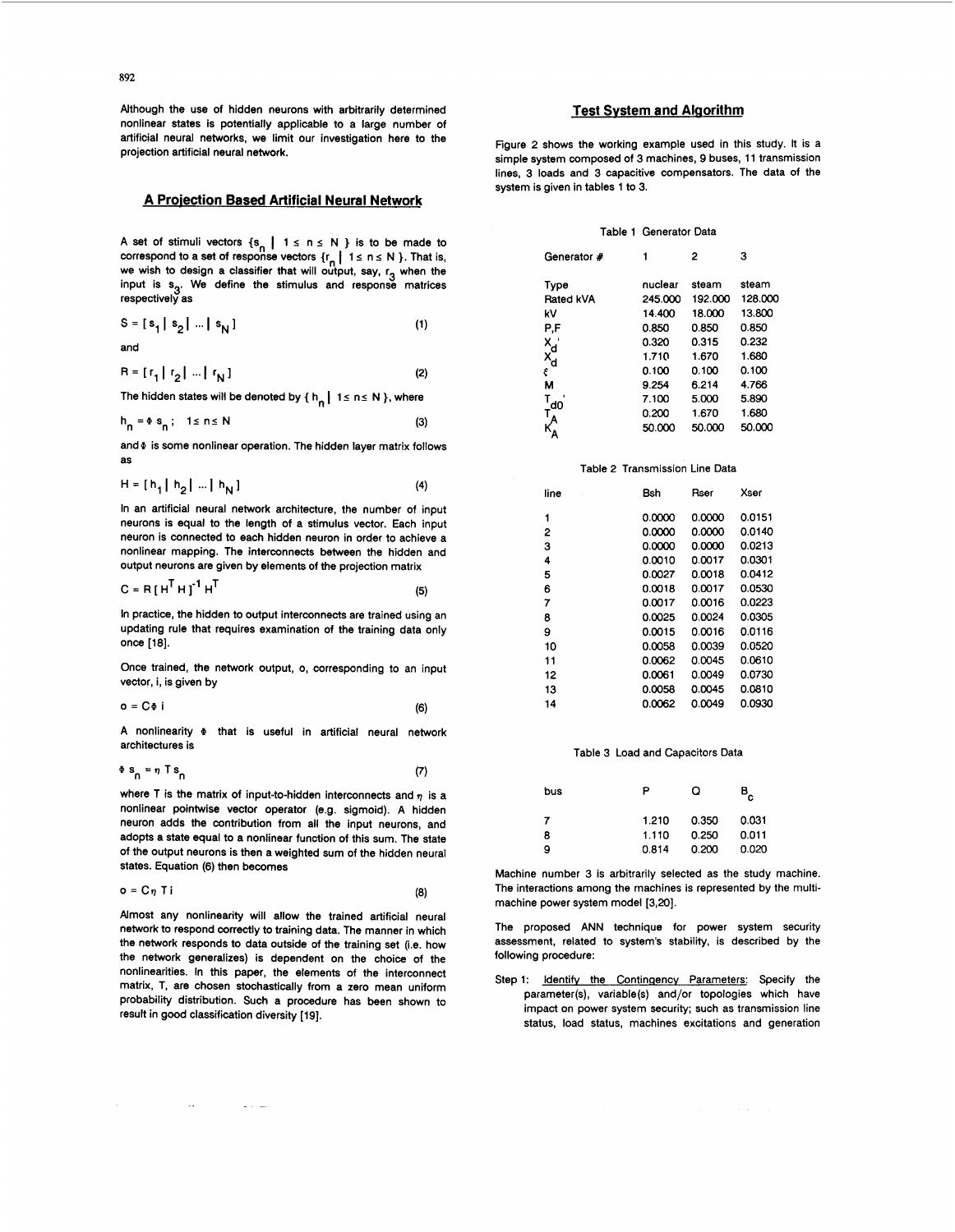Although the use of hidden neurons with arbitrarily determined nonlinear states is potentially applicable to a large number of artificial neural networks, we limit our investigation here to the projection artificial neural network.

## A Projection Based Artificial Neural Network

A set of stimuli vectors $\{s_n \mid 1 \le n \le N\}$ is to be made to correspond to a set of response vectors $\{r_n \mid 1 \le n \le N\}$. That is, we wish to design a classifier that will output, say, $r_3$ when the input is $s_3$. We define the stimulus and response matrices respectively as

$$S = [s_1 \mid s_2 \mid \dots \mid s_N] \tag{1}$$

and

$$R = [r_1 \mid r_2 \mid \dots \mid r_N] \tag{2}$$

The hidden states will be denoted by $\{h_n \mid 1 \le n \le N\}$, where

$$h_n = \Phi s_n ; \quad 1 \le n \le N \tag{3}$$

and $\Phi$ is some nonlinear operation. The hidden layer matrix follows as

$$H = [h_1 \mid h_2 \mid \dots \mid h_N] \tag{4}$$

In an artificial neural network architecture, the number of input neurons is equal to the length of a stimulus vector. Each input neuron is connected to each hidden neuron in order to achieve a nonlinear mapping. The interconnects between the hidden and output neurons are given by elements of the projection matrix

$$C = R\,[H^T H]^{-1} H^T \tag{5}$$

In practice, the hidden to output interconnects are trained using an updating rule that requires examination of the training data only once [18].

Once trained, the network output, o, corresponding to an input vector, i, is given by

$$o = C \Phi i \tag{6}$$

A nonlinearity $\Phi$ that is useful in artificial neural network architectures is

$$\Phi s_n = \eta\, T s_n \tag{7}$$

where T is the matrix of input-to-hidden interconnects and $\eta$ is a nonlinear pointwise vector operator (e.g. sigmoid). A hidden neuron adds the contribution from all the input neurons, and adopts a state equal to a nonlinear function of this sum. The state of the output neurons is then a weighted sum of the hidden neural states. Equation (6) then becomes

$$o = C \eta\, T i \tag{8}$$

Almost any nonlinearity will allow the trained artificial neural network to respond correctly to training data. The manner in which the network responds to data outside of the training set (i.e. how the network generalizes) is dependent on the choice of the nonlinearities. In this paper, the elements of the interconnect matrix, T, are chosen stochastically from a zero mean uniform probability distribution. Such a procedure has been shown to result in good classification diversity [19].

## Test System and Algorithm

Figure 2 shows the working example used in this study. It is a simple system composed of 3 machines, 9 buses, 11 transmission lines, 3 loads and 3 capacitive compensators. The data of the system is given in tables 1 to 3.

Table 1 Generator Data

| Generator # | 1 | 2 | 3 |
|---|---|---|---|
| Type | nuclear | steam | steam |
| Rated kVA | 245.000 | 192.000 | 128.000 |
| kV | 14.400 | 18.000 | 13.800 |
| P,F | 0.850 | 0.850 | 0.850 |
| $X_d'$ | 0.320 | 0.315 | 0.232 |
| $X_d$ | 1.710 | 1.670 | 1.680 |
| $\xi$ | 0.100 | 0.100 | 0.100 |
| M | 9.254 | 6.214 | 4.766 |
| $T_{d0}'$ | 7.100 | 5.000 | 5.890 |
| $T_A$ | 0.200 | 1.670 | 1.680 |
| $K_A$ | 50.000 | 50.000 | 50.000 |

Table 2 Transmission Line Data

| line | Bsh | Rser | Xser |
|---|---|---|---|
| 1 | 0.0000 | 0.0000 | 0.0151 |
| 2 | 0.0000 | 0.0000 | 0.0140 |
| 3 | 0.0000 | 0.0000 | 0.0213 |
| 4 | 0.0010 | 0.0017 | 0.0301 |
| 5 | 0.0027 | 0.0018 | 0.0412 |
| 6 | 0.0018 | 0.0017 | 0.0530 |
| 7 | 0.0017 | 0.0016 | 0.0223 |
| 8 | 0.0025 | 0.0024 | 0.0305 |
| 9 | 0.0015 | 0.0016 | 0.0116 |
| 10 | 0.0058 | 0.0039 | 0.0520 |
| 11 | 0.0062 | 0.0045 | 0.0610 |
| 12 | 0.0061 | 0.0049 | 0.0730 |
| 13 | 0.0058 | 0.0045 | 0.0810 |
| 14 | 0.0062 | 0.0049 | 0.0930 |

Table 3 Load and Capacitors Data

| bus | P | Q | $B_c$ |
|---|---|---|---|
| 7 | 1.210 | 0.350 | 0.031 |
| 8 | 1.110 | 0.250 | 0.011 |
| 9 | 0.814 | 0.200 | 0.020 |

Machine number 3 is arbitrarily selected as the study machine. The interactions among the machines is represented by the multi-machine power system model [3,20].

The proposed ANN technique for power system security assessment, related to system's stability, is described by the following procedure:

Step 1: Identify the Contingency Parameters: Specify the parameter(s), variable(s) and/or topologies which have impact on power system security; such as transmission line status, load status, machines excitations and generation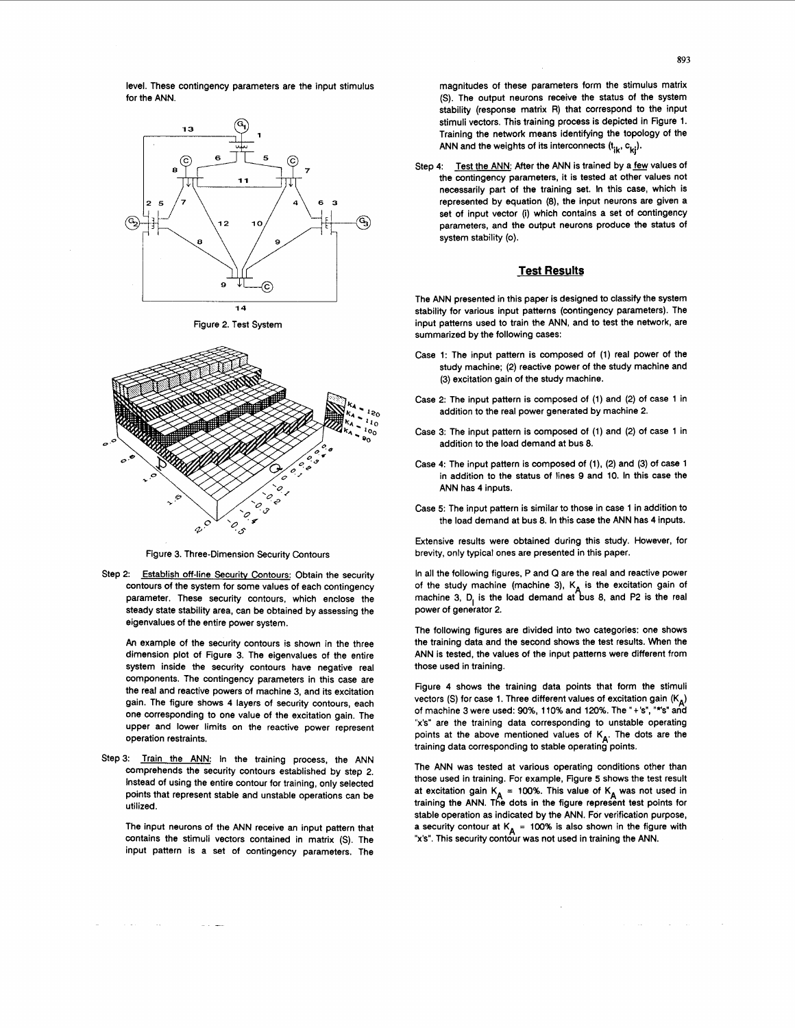level. These contingency parameters are the input stimulus for the ANN.

Figure 2. Test System

Figure 3. Three-Dimension Security Contours

Step 2: Establish off-line Security Contours: Obtain the security contours of the system for some values of each contingency parameter. These security contours, which enclose the steady state stability area, can be obtained by assessing the eigenvalues of the entire power system.

An example of the security contours is shown in the three dimension plot of Figure 3. The eigenvalues of the entire system inside the security contours have negative real components. The contingency parameters in this case are the real and reactive powers of machine 3, and its excitation gain. The figure shows 4 layers of security contours, each one corresponding to one value of the excitation gain. The upper and lower limits on the reactive power represent operation restraints.

Step 3: Train the ANN: In the training process, the ANN comprehends the security contours established by step 2. Instead of using the entire contour for training, only selected points that represent stable and unstable operations can be utilized.

The input neurons of the ANN receive an input pattern that contains the stimuli vectors contained in matrix (S). The input pattern is a set of contingency parameters. The magnitudes of these parameters form the stimulus matrix (S). The output neurons receive the status of the system stability (response matrix R) that correspond to the input stimuli vectors. This training process is depicted in Figure 1. Training the network means identifying the topology of the ANN and the weights of its interconnects ($t_{ik}$, $c_{kj}$).

Step 4: Test the ANN: After the ANN is trained by a few values of the contingency parameters, it is tested at other values not necessarily part of the training set. In this case, which is represented by equation (8), the input neurons are given a set of input vector (i) which contains a set of contingency parameters, and the output neurons produce the status of system stability (o).

## Test Results

The ANN presented in this paper is designed to classify the system stability for various input patterns (contingency parameters). The input patterns used to train the ANN, and to test the network, are summarized by the following cases:

Case 1: The input pattern is composed of (1) real power of the study machine; (2) reactive power of the study machine and (3) excitation gain of the study machine.

Case 2: The input pattern is composed of (1) and (2) of case 1 in addition to the real power generated by machine 2.

Case 3: The input pattern is composed of (1) and (2) of case 1 in addition to the load demand at bus 8.

Case 4: The input pattern is composed of (1), (2) and (3) of case 1 in addition to the status of lines 9 and 10. In this case the ANN has 4 inputs.

Case 5: The input pattern is similar to those in case 1 in addition to the load demand at bus 8. In this case the ANN has 4 inputs.

Extensive results were obtained during this study. However, for brevity, only typical ones are presented in this paper.

In all the following figures, P and Q are the real and reactive power of the study machine (machine 3), $K_A$ is the excitation gain of machine 3, $D_l$ is the load demand at bus 8, and P2 is the real power of generator 2.

The following figures are divided into two categories: one shows the training data and the second shows the test results. When the ANN is tested, the values of the input patterns were different from those used in training.

Figure 4 shows the training data points that form the stimuli vectors (S) for case 1. Three different values of excitation gain ($K_A$) of machine 3 were used: 90%, 110% and 120%. The "+'s", "*'s" and "x's" are the training data corresponding to unstable operating points at the above mentioned values of $K_A$. The dots are the training data corresponding to stable operating points.

The ANN was tested at various operating conditions other than those used in training. For example, Figure 5 shows the test result at excitation gain $K_A$ = 100%. This value of $K_A$ was not used in training the ANN. The dots in the figure represent test points for stable operation as indicated by the ANN. For verification purpose, a security contour at $K_A$ = 100% is also shown in the figure with "x's". This security contour was not used in training the ANN.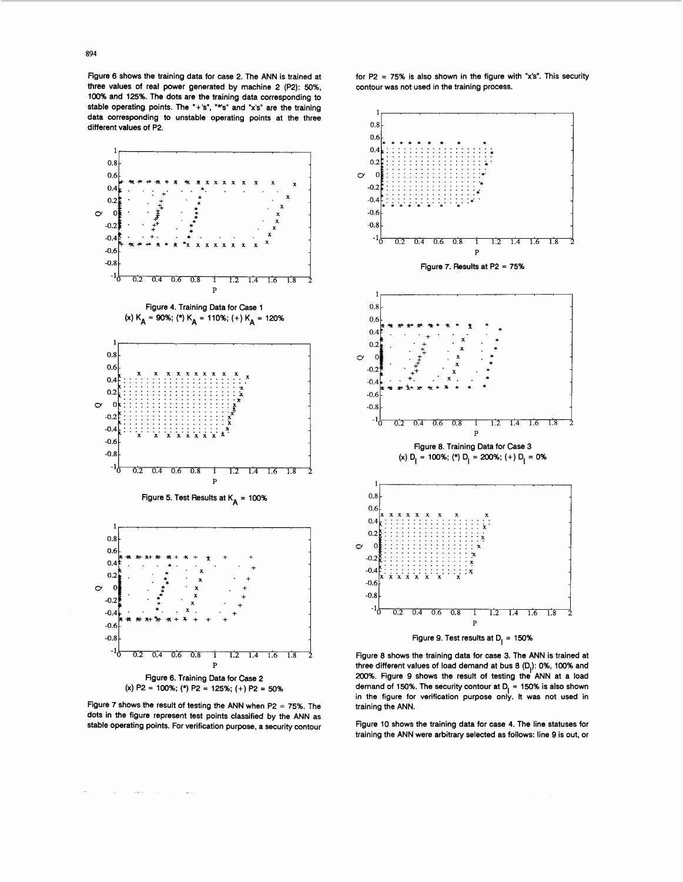Figure 6 shows the training data for case 2. The ANN is trained at three values of real power generated by machine 2 (P2): 50%, 100% and 125%. The dots are the training data corresponding to stable operating points. The "+'s", "*'s" and "x's" are the training data corresponding to unstable operating points at the three different values of P2.

Figure 4. Training Data for Case 1
(x) $K_A$ = 90%; (*) $K_A$ = 110%; (+) $K_A$ = 120%

Figure 5. Test Results at $K_A$ = 100%

Figure 6. Training Data for Case 2
(x) P2 = 100%; (*) P2 = 125%; (+) P2 = 50%

Figure 7 shows the result of testing the ANN when P2 = 75%. The dots in the figure represent test points classified by the ANN as stable operating points. For verification purpose, a security contour for P2 = 75% is also shown in the figure with "x's". This security contour was not used in the training process.

Figure 7. Results at P2 = 75%

Figure 8. Training Data for Case 3
(x) $D_l$ = 100%; (*) $D_l$ = 200%; (+) $D_l$ = 0%

Figure 9. Test results at $D_l$ = 150%

Figure 8 shows the training data for case 3. The ANN is trained at three different values of load demand at bus 8 ($D_l$): 0%, 100% and 200%. Figure 9 shows the result of testing the ANN at a load demand of 150%. The security contour at $D_l$ = 150% is also shown in the figure for verification purpose only. It was not used in training the ANN.

Figure 10 shows the training data for case 4. The line statuses for training the ANN were arbitrary selected as follows: line 9 is out, or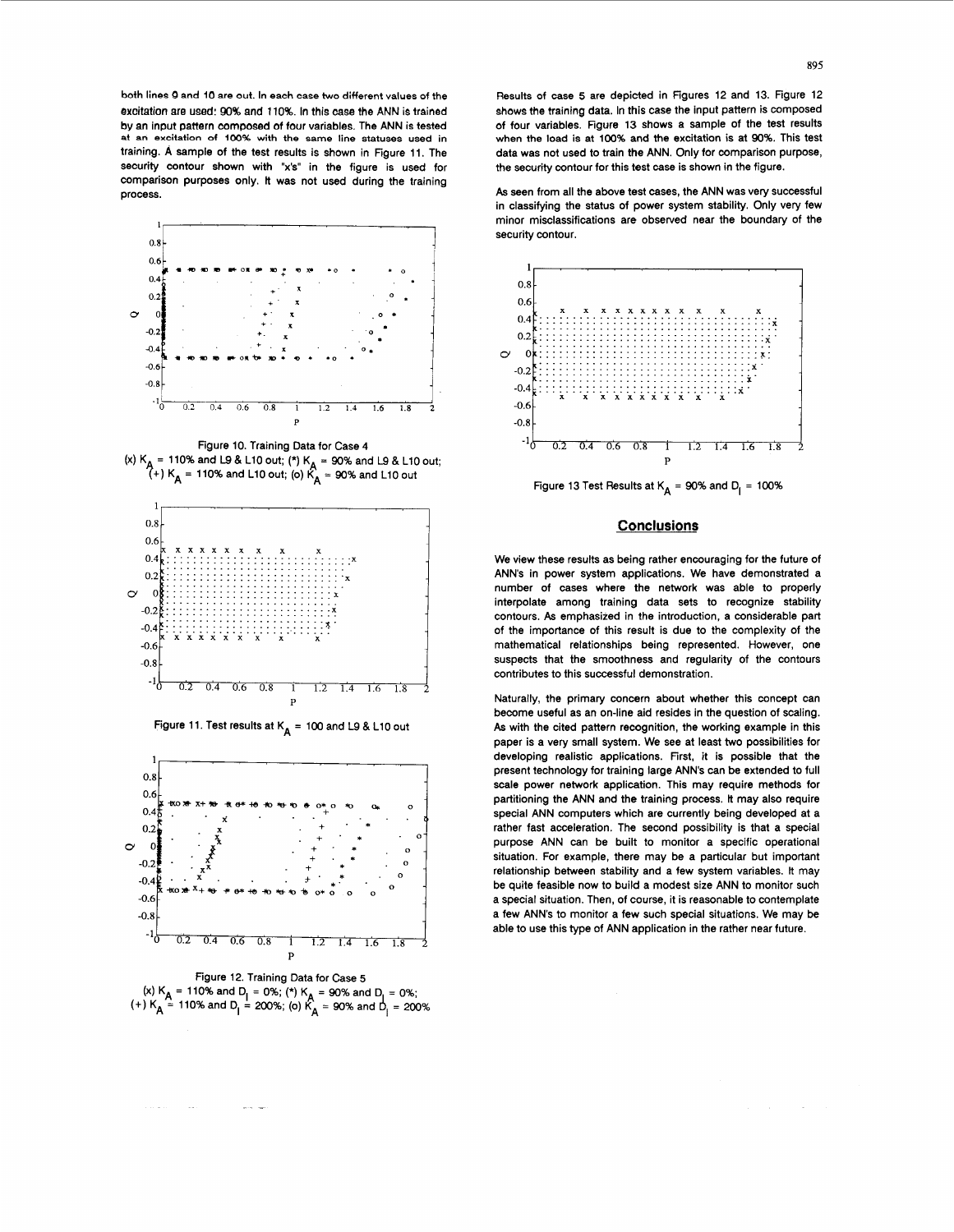both lines 9 and 10 are out. In each case two different values of the excitation are used: 90% and 110%. In this case the ANN is trained by an input pattern composed of four variables. The ANN is tested at an excitation of 100% with the same line statuses used in training. A sample of the test results is shown in Figure 11. The security contour shown with "x's" in the figure is used for comparison purposes only. It was not used during the training process.

Figure 10. Training Data for Case 4
(x) $K_A$ = 110% and L9 & L10 out; (*) $K_A$ = 90% and L9 & L10 out; (+) $K_A$ = 110% and L10 out; (o) $K_A$ = 90% and L10 out

Figure 11. Test results at $K_A$ = 100 and L9 & L10 out

Figure 12. Training Data for Case 5
(x) $K_A$ = 110% and $D_l$ = 0%; (*) $K_A$ = 90% and $D_l$ = 0%; (+) $K_A$ = 110% and $D_l$ = 200%; (o) $K_A$ = 90% and $D_l$ = 200%

Results of case 5 are depicted in Figures 12 and 13. Figure 12 shows the training data. In this case the input pattern is composed of four variables. Figure 13 shows a sample of the test results when the load is at 100% and the excitation is at 90%. This test data was not used to train the ANN. Only for comparison purpose, the security contour for this test case is shown in the figure.

As seen from all the above test cases, the ANN was very successful in classifying the status of power system stability. Only very few minor misclassifications are observed near the boundary of the security contour.

Figure 13 Test Results at $K_A$ = 90% and $D_l$ = 100%

## Conclusions

We view these results as being rather encouraging for the future of ANN's in power system applications. We have demonstrated a number of cases where the network was able to properly interpolate among training data sets to recognize stability contours. As emphasized in the introduction, a considerable part of the importance of this result is due to the complexity of the mathematical relationships being represented. However, one suspects that the smoothness and regularity of the contours contributes to this successful demonstration.

Naturally, the primary concern about whether this concept can become useful as an on-line aid resides in the question of scaling. As with the cited pattern recognition, the working example in this paper is a very small system. We see at least two possibilities for developing realistic applications. First, it is possible that the present technology for training large ANN's can be extended to full scale power network application. This may require methods for partitioning the ANN and the training process. It may also require special ANN computers which are currently being developed at a rather fast acceleration. The second possibility is that a special purpose ANN can be built to monitor a specific operational situation. For example, there may be a particular but important relationship between stability and a few system variables. It may be quite feasible now to build a modest size ANN to monitor such a special situation. Then, of course, it is reasonable to contemplate a few ANN's to monitor a few such special situations. We may be able to use this type of ANN application in the rather near future.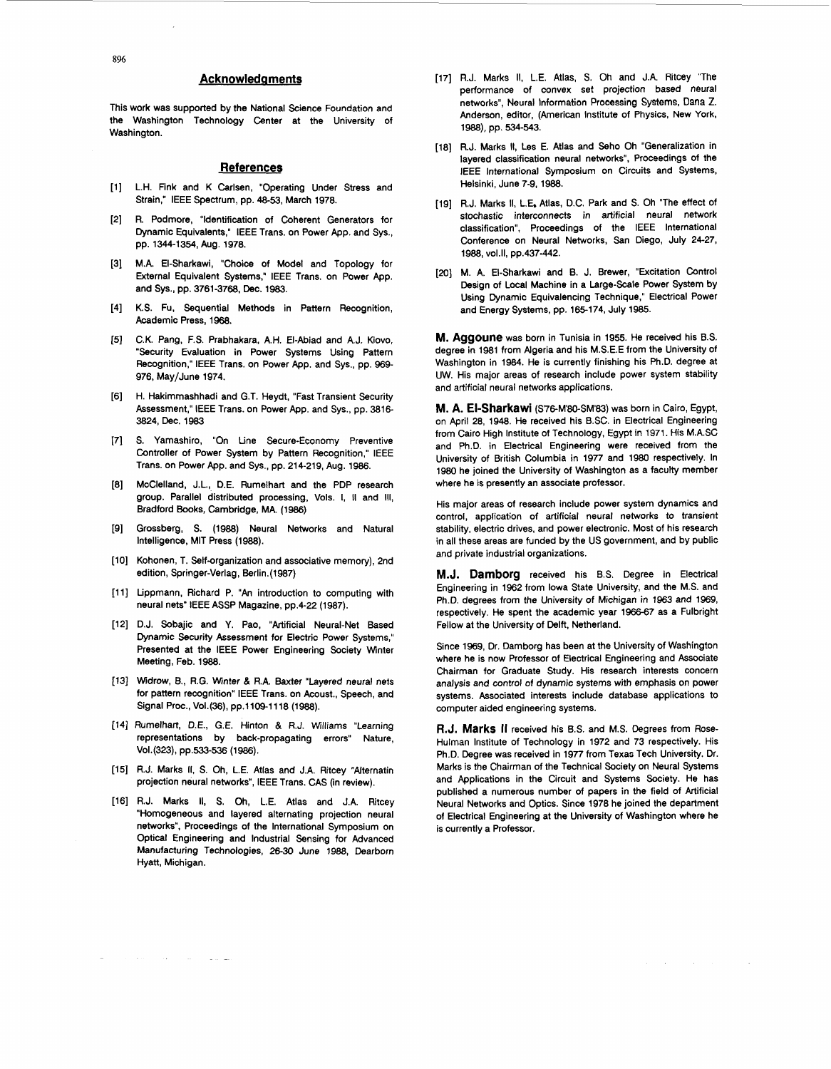## Acknowledgments

This work was supported by the National Science Foundation and the Washington Technology Center at the University of Washington.

## References

[1] L.H. Fink and K Carlsen, "Operating Under Stress and Strain," IEEE Spectrum, pp. 48-53, March 1978.

[2] R. Podmore, "Identification of Coherent Generators for Dynamic Equivalents," IEEE Trans. on Power App. and Sys., pp. 1344-1354, Aug. 1978.

[3] M.A. El-Sharkawi, "Choice of Model and Topology for External Equivalent Systems," IEEE Trans. on Power App. and Sys., pp. 3761-3768, Dec. 1983.

[4] K.S. Fu, Sequential Methods in Pattern Recognition, Academic Press, 1968.

[5] C.K. Pang, F.S. Prabhakara, A.H. El-Abiad and A.J. Kiovo, "Security Evaluation in Power Systems Using Pattern Recognition," IEEE Trans. on Power App. and Sys., pp. 969-976, May/June 1974.

[6] H. Hakimmashhadi and G.T. Heydt, "Fast Transient Security Assessment," IEEE Trans. on Power App. and Sys., pp. 3816-3824, Dec. 1983

[7] S. Yamashiro, "On Line Secure-Economy Preventive Controller of Power System by Pattern Recognition," IEEE Trans. on Power App. and Sys., pp. 214-219, Aug. 1986.

[8] McClelland, J.L., D.E. Rumelhart and the PDP research group. Parallel distributed processing, Vols. I, II and III, Bradford Books, Cambridge, MA. (1986)

[9] Grossberg, S. (1988) Neural Networks and Natural Intelligence, MIT Press (1988).

[10] Kohonen, T. Self-organization and associative memory), 2nd edition, Springer-Verlag, Berlin.(1987)

[11] Lippmann, Richard P. "An introduction to computing with neural nets" IEEE ASSP Magazine, pp.4-22 (1987).

[12] D.J. Sobajic and Y. Pao, "Artificial Neural-Net Based Dynamic Security Assessment for Electric Power Systems," Presented at the IEEE Power Engineering Society Winter Meeting, Feb. 1988.

[13] Widrow, B., R.G. Winter & R.A. Baxter "Layered neural nets for pattern recognition" IEEE Trans. on Acoust., Speech, and Signal Proc., Vol.(36), pp.1109-1118 (1988).

[14] Rumelhart, D.E., G.E. Hinton & R.J. Williams "Learning representations by back-propagating errors" Nature, Vol.(323), pp.533-536 (1986).

[15] R.J. Marks II, S. Oh, L.E. Atlas and J.A. Ritcey "Alternatin projection neural networks", IEEE Trans. CAS (in review).

[16] R.J. Marks II, S. Oh, L.E. Atlas and J.A. Ritcey "Homogeneous and layered alternating projection neural networks", Proceedings of the International Symposium on Optical Engineering and Industrial Sensing for Advanced Manufacturing Technologies, 26-30 June 1988, Dearborn Hyatt, Michigan.

[17] R.J. Marks II, L.E. Atlas, S. Oh and J.A. Ritcey "The performance of convex set projection based neural networks", Neural Information Processing Systems, Dana Z. Anderson, editor, (American Institute of Physics, New York, 1988), pp. 534-543.

[18] R.J. Marks II, Les E. Atlas and Seho Oh "Generalization in layered classification neural networks", Proceedings of the IEEE International Symposium on Circuits and Systems, Helsinki, June 7-9, 1988.

[19] R.J. Marks II, L.E. Atlas, D.C. Park and S. Oh "The effect of stochastic interconnects in artificial neural network classification", Proceedings of the IEEE International Conference on Neural Networks, San Diego, July 24-27, 1988, vol.II, pp.437-442.

[20] M. A. El-Sharkawi and B. J. Brewer, "Excitation Control Design of Local Machine in a Large-Scale Power System by Using Dynamic Equivalencing Technique," Electrical Power and Energy Systems, pp. 165-174, July 1985.

**M. Aggoune** was born in Tunisia in 1955. He received his B.S. degree in 1981 from Algeria and his M.S.E.E from the University of Washington in 1984. He is currently finishing his Ph.D. degree at UW. His major areas of research include power system stability and artificial neural networks applications.

**M. A. El-Sharkawi** (S'76-M'80-SM'83) was born in Cairo, Egypt, on April 28, 1948. He received his B.SC. in Electrical Engineering from Cairo High Institute of Technology, Egypt in 1971. His M.A.SC and Ph.D. in Electrical Engineering were received from the University of British Columbia in 1977 and 1980 respectively. In 1980 he joined the University of Washington as a faculty member where he is presently an associate professor.

His major areas of research include power system dynamics and control, application of artificial neural networks to transient stability, electric drives, and power electronic. Most of his research in all these areas are funded by the US government, and by public and private industrial organizations.

**M.J. Damborg** received his B.S. Degree in Electrical Engineering in 1962 from Iowa State University, and the M.S. and Ph.D. degrees from the University of Michigan in 1963 and 1969, respectively. He spent the academic year 1966-67 as a Fulbright Fellow at the University of Delft, Netherland.

Since 1969, Dr. Damborg has been at the University of Washington where he is now Professor of Electrical Engineering and Associate Chairman for Graduate Study. His research interests concern analysis and control of dynamic systems with emphasis on power systems. Associated interests include database applications to computer aided engineering systems.

**R.J. Marks II** received his B.S. and M.S. Degrees from Rose-Hulman Institute of Technology in 1972 and 73 respectively. His Ph.D. Degree was received in 1977 from Texas Tech University. Dr. Marks is the Chairman of the Technical Society on Neural Systems and Applications in the Circuit and Systems Society. He has published a numerous number of papers in the field of Artificial Neural Networks and Optics. Since 1978 he joined the department of Electrical Engineering at the University of Washington where he is currently a Professor.